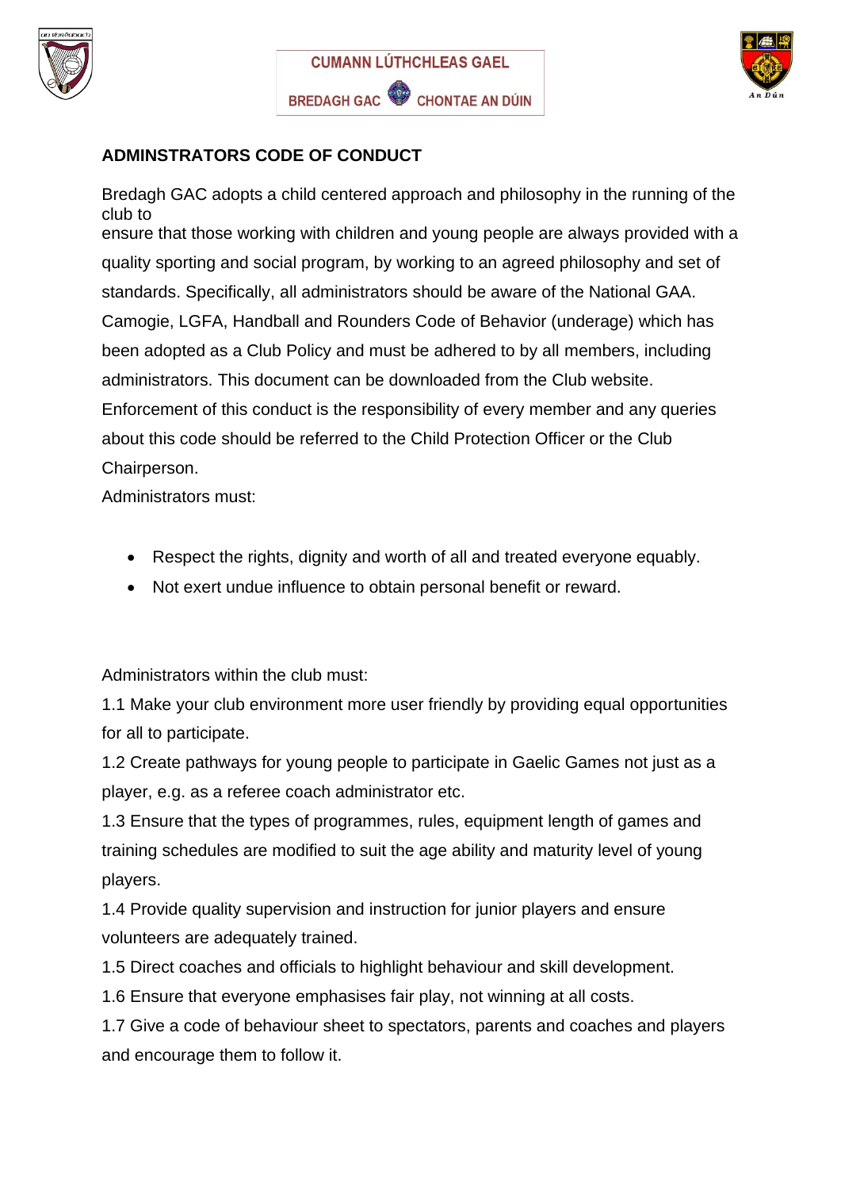CUMANN LÚTHCHLEAS GAEL

BREDAGH GAC CHONTAE AN DÚIN

## ADMINSTRATORS CODE OF CONDUCT

Bredagh GAC adopts a child centered approach and philosophy in the running of the club to ensure that those working with children and young people are always provided with a quality sporting and social program, by working to an agreed philosophy and set of standards. Specifically, all administrators should be aware of the National GAA. Camogie, LGFA, Handball and Rounders Code of Behavior (underage) which has been adopted as a Club Policy and must be adhered to by all members, including administrators. This document can be downloaded from the Club website. Enforcement of this conduct is the responsibility of every member and any queries about this code should be referred to the Child Protection Officer or the Club Chairperson.

Administrators must:

- Respect the rights, dignity and worth of all and treated everyone equably.
- Not exert undue influence to obtain personal benefit or reward.

Administrators within the club must:

1.1 Make your club environment more user friendly by providing equal opportunities for all to participate.

1.2 Create pathways for young people to participate in Gaelic Games not just as a player, e.g. as a referee coach administrator etc.

1.3 Ensure that the types of programmes, rules, equipment length of games and training schedules are modified to suit the age ability and maturity level of young players.

1.4 Provide quality supervision and instruction for junior players and ensure volunteers are adequately trained.

1.5 Direct coaches and officials to highlight behaviour and skill development.

1.6 Ensure that everyone emphasises fair play, not winning at all costs.

1.7 Give a code of behaviour sheet to spectators, parents and coaches and players and encourage them to follow it.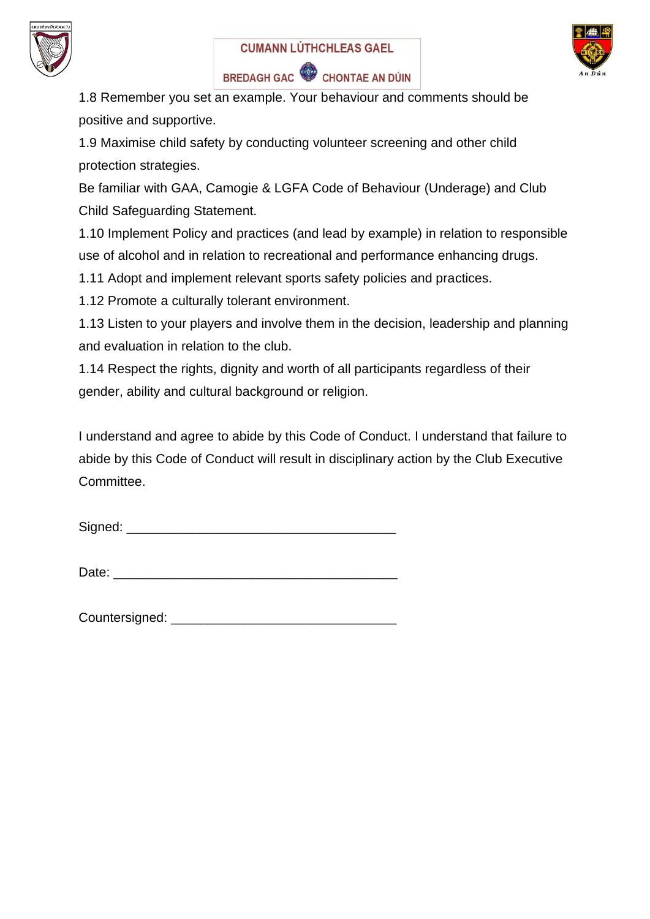1.8 Remember you set an example. Your behaviour and comments should be positive and supportive.

1.9 Maximise child safety by conducting volunteer screening and other child protection strategies.

Be familiar with GAA, Camogie & LGFA Code of Behaviour (Underage) and Club Child Safeguarding Statement.

1.10 Implement Policy and practices (and lead by example) in relation to responsible use of alcohol and in relation to recreational and performance enhancing drugs.

1.11 Adopt and implement relevant sports safety policies and practices.

1.12 Promote a culturally tolerant environment.

1.13 Listen to your players and involve them in the decision, leadership and planning and evaluation in relation to the club.

1.14 Respect the rights, dignity and worth of all participants regardless of their gender, ability and cultural background or religion.

I understand and agree to abide by this Code of Conduct. I understand that failure to abide by this Code of Conduct will result in disciplinary action by the Club Executive Committee.

Signed: ____________________________________

Date: ______________________________________

Countersigned: ______________________________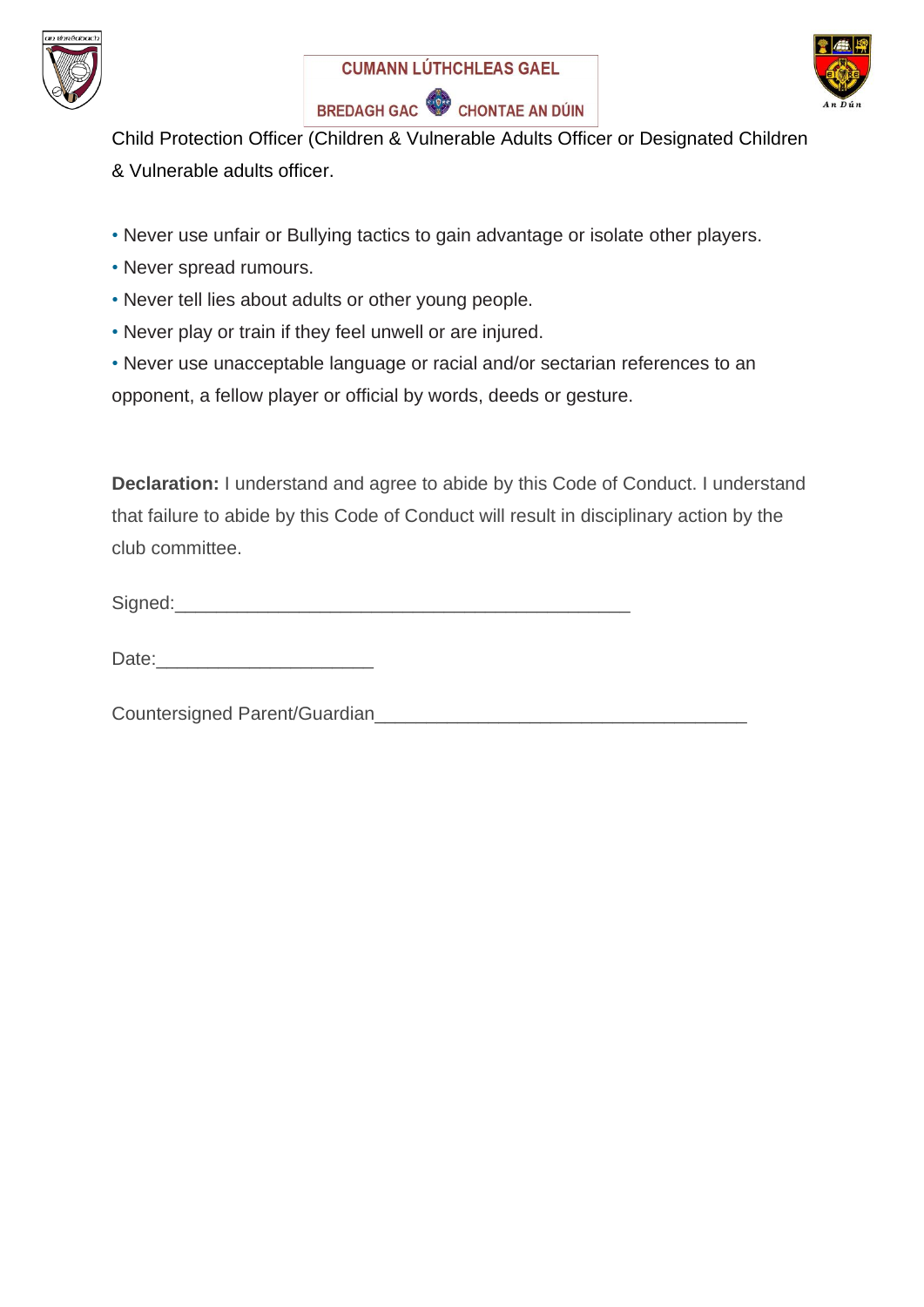Child Protection Officer (Children & Vulnerable Adults Officer or Designated Children & Vulnerable adults officer.

- Never use unfair or Bullying tactics to gain advantage or isolate other players.
- Never spread rumours.
- Never tell lies about adults or other young people.
- Never play or train if they feel unwell or are injured.
- Never use unacceptable language or racial and/or sectarian references to an opponent, a fellow player or official by words, deeds or gesture.

**Declaration:** I understand and agree to abide by this Code of Conduct. I understand that failure to abide by this Code of Conduct will result in disciplinary action by the club committee.

Signed:_____________________________________________

Date:_____________________

Countersigned Parent/Guardian____________________________________